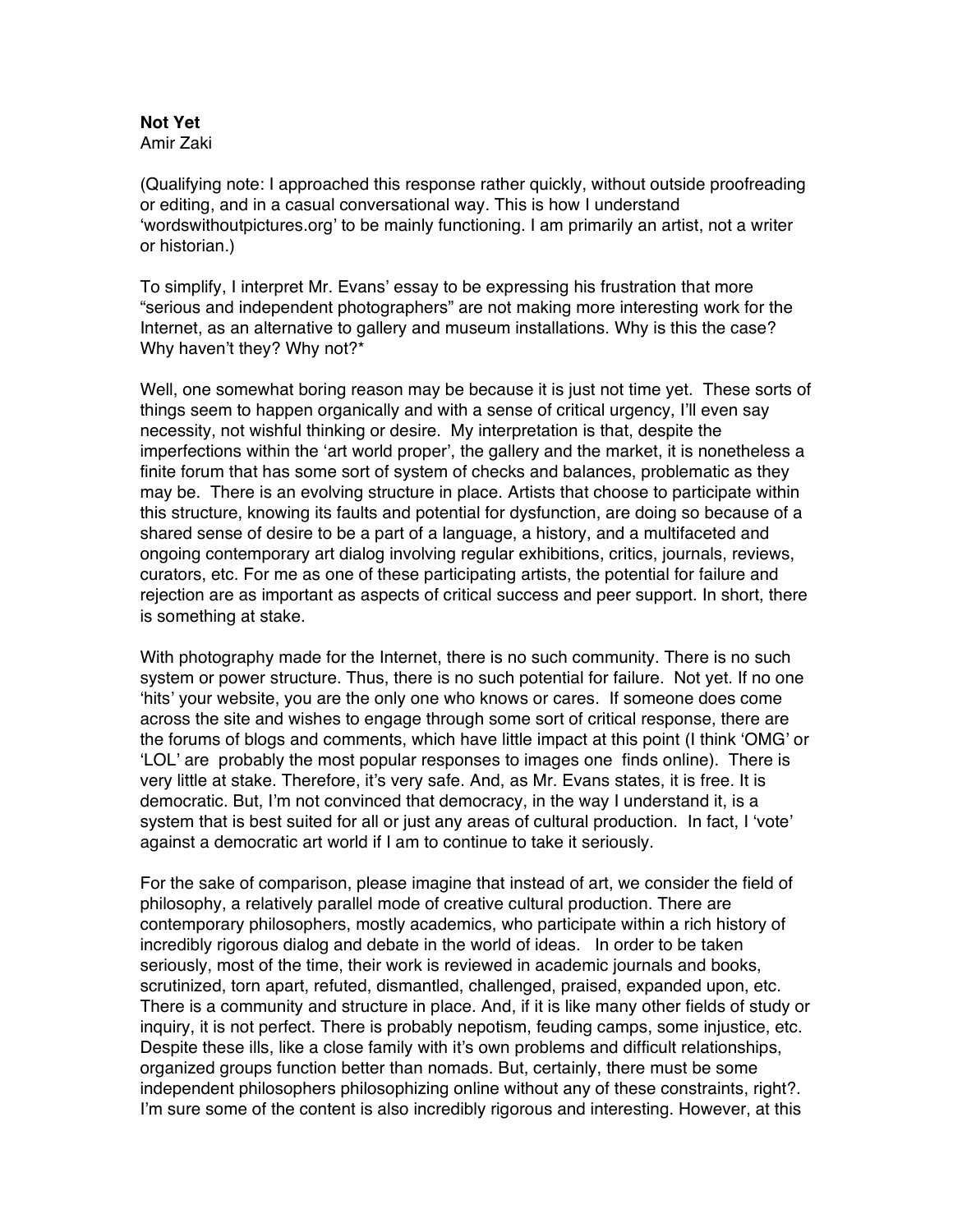**Not Yet**

Amir Zaki

(Qualifying note: I approached this response rather quickly, without outside proofreading or editing, and in a casual conversational way. This is how I understand 'wordswithoutpictures.org' to be mainly functioning. I am primarily an artist, not a writer or historian.)

To simplify, I interpret Mr. Evans' essay to be expressing his frustration that more "serious and independent photographers" are not making more interesting work for the Internet, as an alternative to gallery and museum installations. Why is this the case? Why haven't they? Why not?*

Well, one somewhat boring reason may be because it is just not time yet. These sorts of things seem to happen organically and with a sense of critical urgency, I'll even say necessity, not wishful thinking or desire. My interpretation is that, despite the imperfections within the 'art world proper', the gallery and the market, it is nonetheless a finite forum that has some sort of system of checks and balances, problematic as they may be. There is an evolving structure in place. Artists that choose to participate within this structure, knowing its faults and potential for dysfunction, are doing so because of a shared sense of desire to be a part of a language, a history, and a multifaceted and ongoing contemporary art dialog involving regular exhibitions, critics, journals, reviews, curators, etc. For me as one of these participating artists, the potential for failure and rejection are as important as aspects of critical success and peer support. In short, there is something at stake.

With photography made for the Internet, there is no such community. There is no such system or power structure. Thus, there is no such potential for failure. Not yet. If no one 'hits' your website, you are the only one who knows or cares. If someone does come across the site and wishes to engage through some sort of critical response, there are the forums of blogs and comments, which have little impact at this point (I think 'OMG' or 'LOL' are probably the most popular responses to images one finds online). There is very little at stake. Therefore, it's very safe. And, as Mr. Evans states, it is free. It is democratic. But, I'm not convinced that democracy, in the way I understand it, is a system that is best suited for all or just any areas of cultural production. In fact, I 'vote' against a democratic art world if I am to continue to take it seriously.

For the sake of comparison, please imagine that instead of art, we consider the field of philosophy, a relatively parallel mode of creative cultural production. There are contemporary philosophers, mostly academics, who participate within a rich history of incredibly rigorous dialog and debate in the world of ideas. In order to be taken seriously, most of the time, their work is reviewed in academic journals and books, scrutinized, torn apart, refuted, dismantled, challenged, praised, expanded upon, etc. There is a community and structure in place. And, if it is like many other fields of study or inquiry, it is not perfect. There is probably nepotism, feuding camps, some injustice, etc. Despite these ills, like a close family with it's own problems and difficult relationships, organized groups function better than nomads. But, certainly, there must be some independent philosophers philosophizing online without any of these constraints, right?. I'm sure some of the content is also incredibly rigorous and interesting. However, at this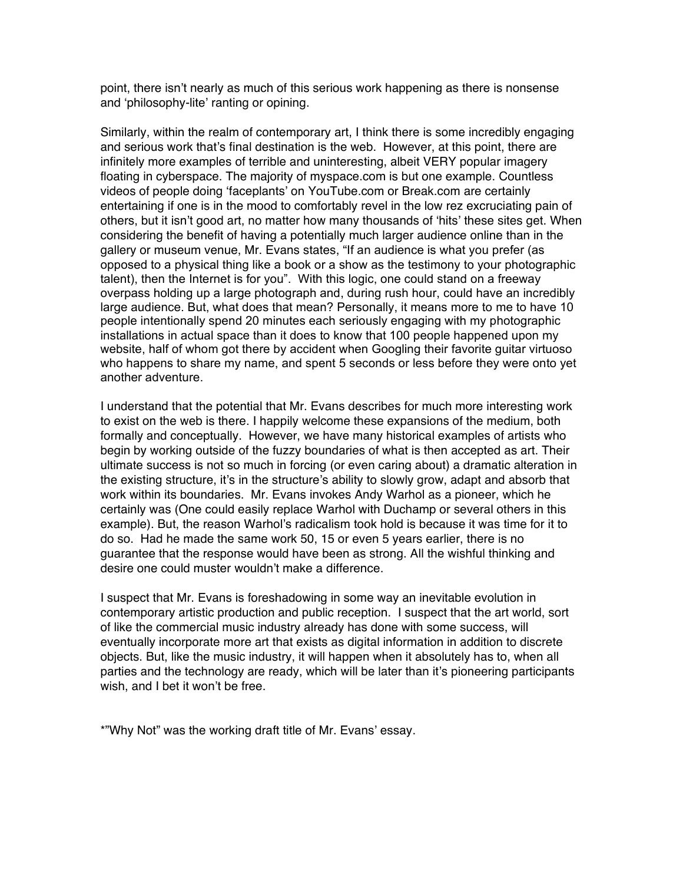point, there isn't nearly as much of this serious work happening as there is nonsense and 'philosophy-lite' ranting or opining.

Similarly, within the realm of contemporary art, I think there is some incredibly engaging and serious work that's final destination is the web. However, at this point, there are infinitely more examples of terrible and uninteresting, albeit VERY popular imagery floating in cyberspace. The majority of myspace.com is but one example. Countless videos of people doing 'faceplants' on YouTube.com or Break.com are certainly entertaining if one is in the mood to comfortably revel in the low rez excruciating pain of others, but it isn't good art, no matter how many thousands of 'hits' these sites get. When considering the benefit of having a potentially much larger audience online than in the gallery or museum venue, Mr. Evans states, "If an audience is what you prefer (as opposed to a physical thing like a book or a show as the testimony to your photographic talent), then the Internet is for you". With this logic, one could stand on a freeway overpass holding up a large photograph and, during rush hour, could have an incredibly large audience. But, what does that mean? Personally, it means more to me to have 10 people intentionally spend 20 minutes each seriously engaging with my photographic installations in actual space than it does to know that 100 people happened upon my website, half of whom got there by accident when Googling their favorite guitar virtuoso who happens to share my name, and spent 5 seconds or less before they were onto yet another adventure.

I understand that the potential that Mr. Evans describes for much more interesting work to exist on the web is there. I happily welcome these expansions of the medium, both formally and conceptually. However, we have many historical examples of artists who begin by working outside of the fuzzy boundaries of what is then accepted as art. Their ultimate success is not so much in forcing (or even caring about) a dramatic alteration in the existing structure, it's in the structure's ability to slowly grow, adapt and absorb that work within its boundaries. Mr. Evans invokes Andy Warhol as a pioneer, which he certainly was (One could easily replace Warhol with Duchamp or several others in this example). But, the reason Warhol's radicalism took hold is because it was time for it to do so. Had he made the same work 50, 15 or even 5 years earlier, there is no guarantee that the response would have been as strong. All the wishful thinking and desire one could muster wouldn't make a difference.

I suspect that Mr. Evans is foreshadowing in some way an inevitable evolution in contemporary artistic production and public reception. I suspect that the art world, sort of like the commercial music industry already has done with some success, will eventually incorporate more art that exists as digital information in addition to discrete objects. But, like the music industry, it will happen when it absolutely has to, when all parties and the technology are ready, which will be later than it's pioneering participants wish, and I bet it won't be free.

*"Why Not" was the working draft title of Mr. Evans' essay.